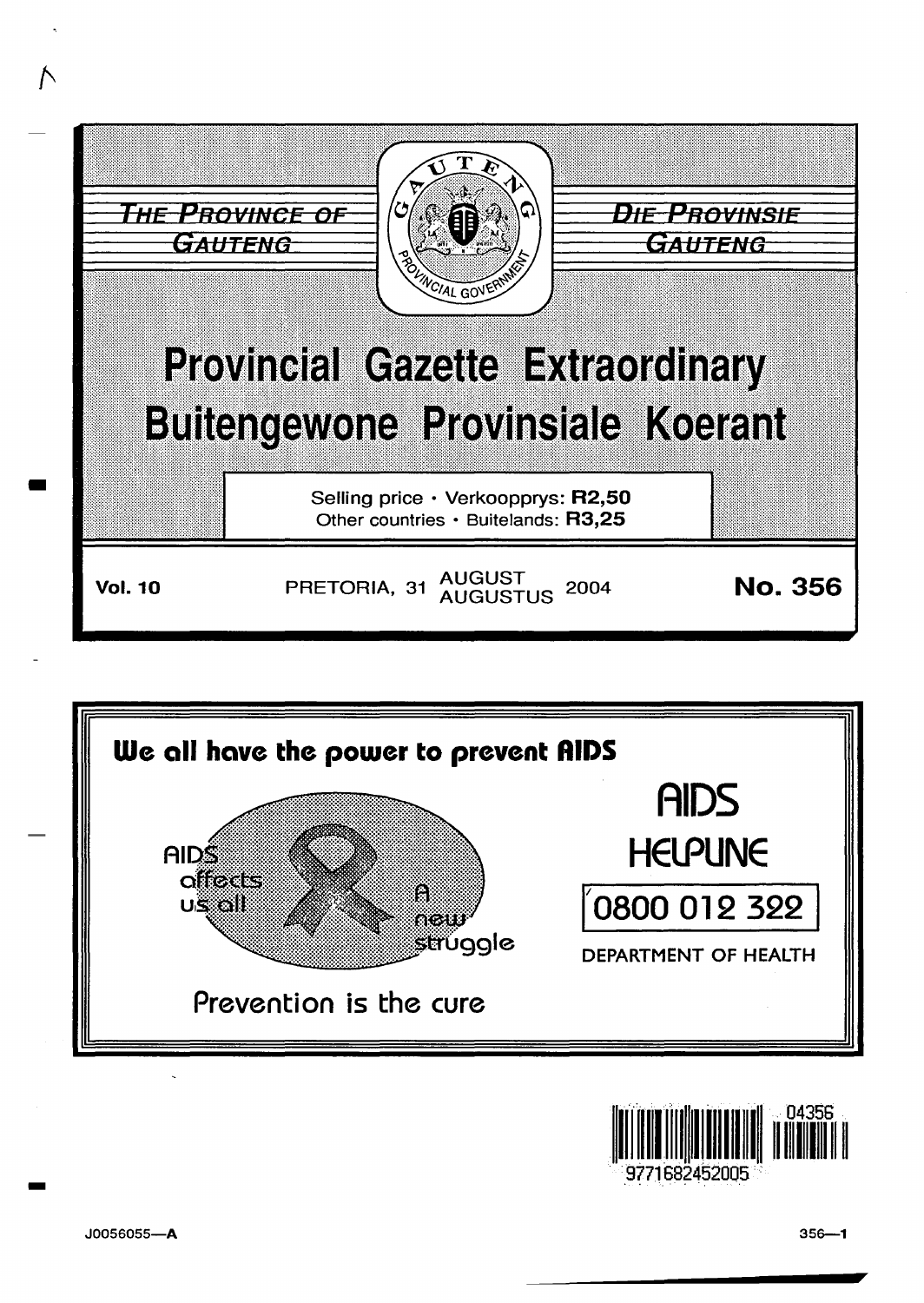THE PROVINCE OF GAUTENG

DIE PROVINSIE GAUTENG

# Provincial Gazette Extraordinary
# Buitengewone Provinsiale Koerant

Selling price • Verkoopprys: **R2,50**
Other countries • Buitelande: **R3,25**

**Vol. 10** PRETORIA, 31 AUGUST / AUGUSTUS 2004 **No. 356**

**We all have the power to prevent AIDS**

AIDS affects us all

A new struggle

Prevention is the cure

AIDS HELPLINE

0800 012 322

DEPARTMENT OF HEALTH

J0056055—A 356—1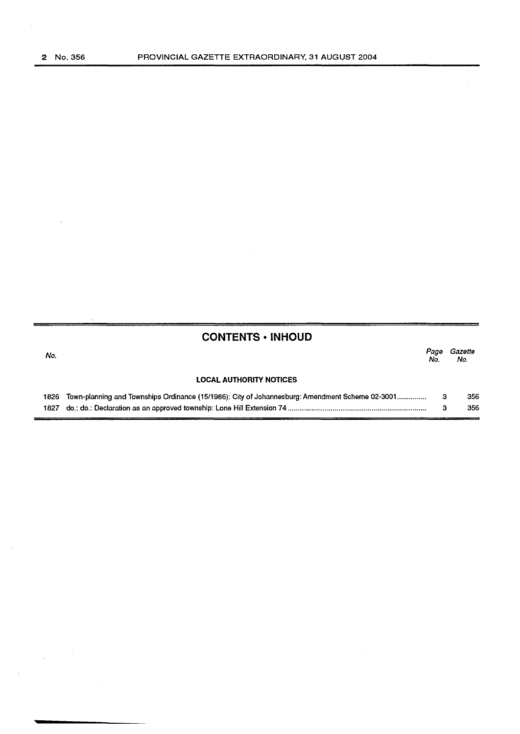## CONTENTS • INHOUD

| No. | | Page No. | Gazette No. |
|---|---|---|---|
| | **LOCAL AUTHORITY NOTICES** | | |
| 1826 | Town-planning and Townships Ordinance (15/1986): City of Johannesburg: Amendment Scheme 02-3001 | 3 | 356 |
| 1827 | do.: do.: Declaration as an approved township: Lone Hill Extension 74 | 3 | 356 |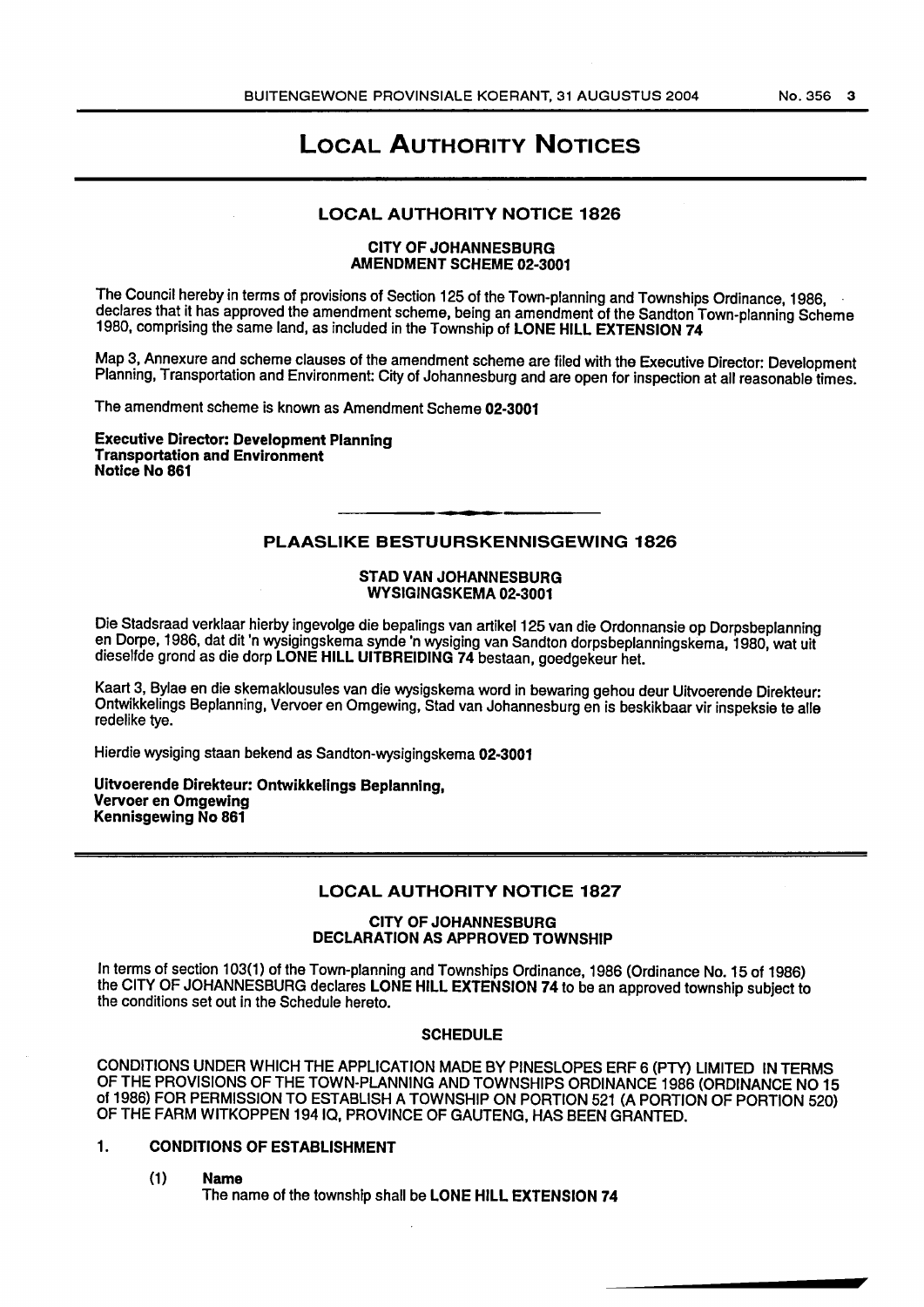# LOCAL AUTHORITY NOTICES

## LOCAL AUTHORITY NOTICE 1826

**CITY OF JOHANNESBURG**
**AMENDMENT SCHEME 02-3001**

The Council hereby in terms of provisions of Section 125 of the Town-planning and Townships Ordinance, 1986, declares that it has approved the amendment scheme, being an amendment of the Sandton Town-planning Scheme 1980, comprising the same land, as included in the Township of **LONE HILL EXTENSION 74**

Map 3, Annexure and scheme clauses of the amendment scheme are filed with the Executive Director: Development Planning, Transportation and Environment: City of Johannesburg and are open for inspection at all reasonable times.

The amendment scheme is known as Amendment Scheme **02-3001**

**Executive Director: Development Planning**
**Transportation and Environment**
**Notice No 861**

---

## PLAASLIKE BESTUURSKENNISGEWING 1826

**STAD VAN JOHANNESBURG**
**WYSIGINGSKEMA 02-3001**

Die Stadsraad verklaar hierby ingevolge die bepalings van artikel 125 van die Ordonnansie op Dorpsbeplanning en Dorpe, 1986, dat dit 'n wysigingskema synde 'n wysiging van Sandton dorpsbeplanningskema, 1980, wat uit dieselfde grond as die dorp **LONE HILL UITBREIDING 74** bestaan, goedgekeur het.

Kaart 3, Bylae en die skemaklousules van die wysigskema word in bewaring gehou deur Uitvoerende Direkteur: Ontwikkelings Beplanning, Vervoer en Omgewing, Stad van Johannesburg en is beskikbaar vir inspeksie te alle redelike tye.

Hierdie wysiging staan bekend as Sandton-wysigingskema **02-3001**

**Uitvoerende Direkteur: Ontwikkelings Beplanning,**
**Vervoer en Omgewing**
**Kennisgewing No 861**

---

## LOCAL AUTHORITY NOTICE 1827

**CITY OF JOHANNESBURG**
**DECLARATION AS APPROVED TOWNSHIP**

In terms of section 103(1) of the Town-planning and Townships Ordinance, 1986 (Ordinance No. 15 of 1986) the CITY OF JOHANNESBURG declares **LONE HILL EXTENSION 74** to be an approved township subject to the conditions set out in the Schedule hereto.

**SCHEDULE**

CONDITIONS UNDER WHICH THE APPLICATION MADE BY PINESLOPES ERF 6 (PTY) LIMITED IN TERMS OF THE PROVISIONS OF THE TOWN-PLANNING AND TOWNSHIPS ORDINANCE 1986 (ORDINANCE NO 15 of 1986) FOR PERMISSION TO ESTABLISH A TOWNSHIP ON PORTION 521 (A PORTION OF PORTION 520) OF THE FARM WITKOPPEN 194 IQ, PROVINCE OF GAUTENG, HAS BEEN GRANTED.

1. **CONDITIONS OF ESTABLISHMENT**

   (1) **Name**
   The name of the township shall be **LONE HILL EXTENSION 74**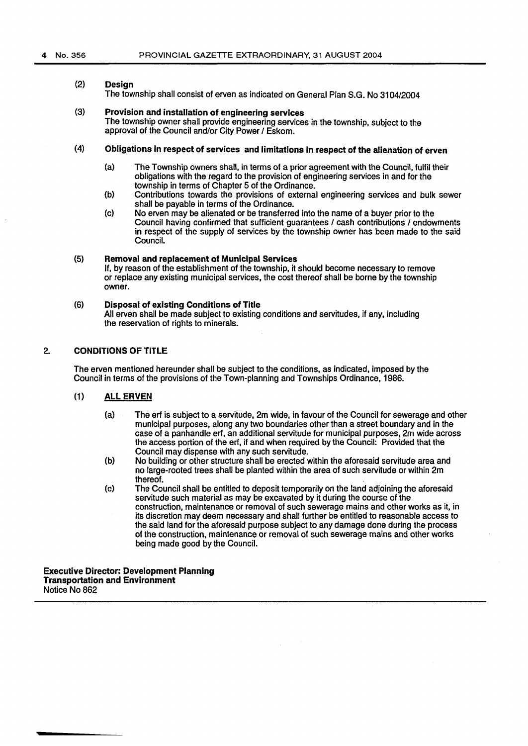(2) **Design**
The township shall consist of erven as indicated on General Plan S.G. No 3104/2004

(3) **Provision and installation of engineering services**
The township owner shall provide engineering services in the township, subject to the approval of the Council and/or City Power / Eskom.

(4) **Obligations in respect of services and limitations in respect of the alienation of erven**

- (a) The Township owners shall, in terms of a prior agreement with the Council, fulfil their obligations with the regard to the provision of engineering services in and for the township in terms of Chapter 5 of the Ordinance.
- (b) Contributions towards the provisions of external engineering services and bulk sewer shall be payable in terms of the Ordinance.
- (c) No erven may be alienated or be transferred into the name of a buyer prior to the Council having confirmed that sufficient guarantees / cash contributions / endowments in respect of the supply of services by the township owner has been made to the said Council.

(5) **Removal and replacement of Municipal Services**
If, by reason of the establishment of the township, it should become necessary to remove or replace any existing municipal services, the cost thereof shall be borne by the township owner.

(6) **Disposal of existing Conditions of Title**
All erven shall be made subject to existing conditions and servitudes, if any, including the reservation of rights to minerals.

## 2. CONDITIONS OF TITLE

The erven mentioned hereunder shall be subject to the conditions, as indicated, imposed by the Council in terms of the provisions of the Town-planning and Townships Ordinance, 1986.

### (1) ALL ERVEN

- (a) The erf is subject to a servitude, 2m wide, in favour of the Council for sewerage and other municipal purposes, along any two boundaries other than a street boundary and in the case of a panhandle erf, an additional servitude for municipal purposes, 2m wide across the access portion of the erf, if and when required by the Council: Provided that the Council may dispense with any such servitude.
- (b) No building or other structure shall be erected within the aforesaid servitude area and no large-rooted trees shall be planted within the area of such servitude or within 2m thereof.
- (c) The Council shall be entitled to deposit temporarily on the land adjoining the aforesaid servitude such material as may be excavated by it during the course of the construction, maintenance or removal of such sewerage mains and other works as it, in its discretion may deem necessary and shall further be entitled to reasonable access to the said land for the aforesaid purpose subject to any damage done during the process of the construction, maintenance or removal of such sewerage mains and other works being made good by the Council.

**Executive Director: Development Planning**
**Transportation and Environment**
Notice No 862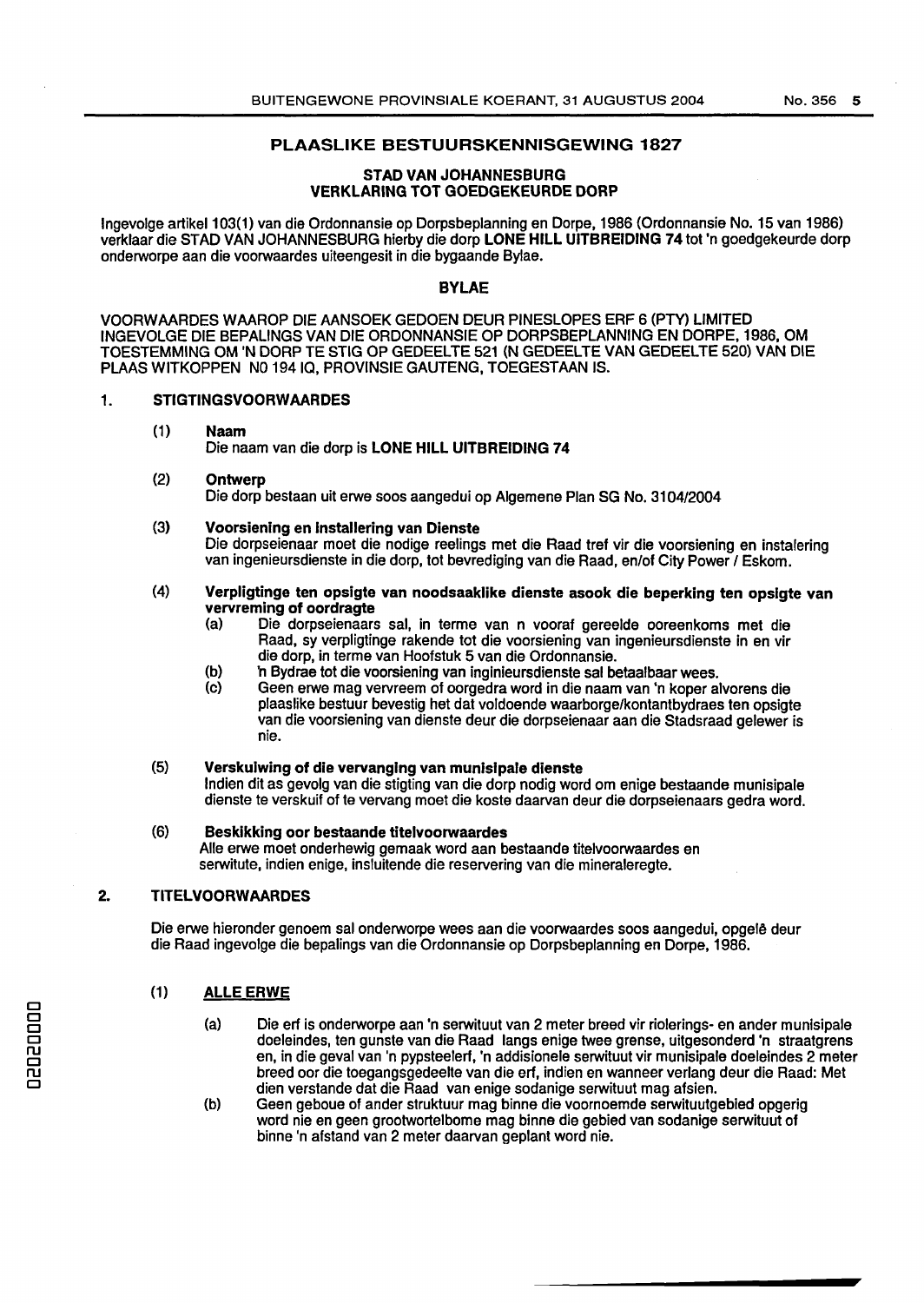## PLAASLIKE BESTUURSKENNISGEWING 1827

### STAD VAN JOHANNESBURG
### VERKLARING TOT GOEDGEKEURDE DORP

Ingevolge artikel 103(1) van die Ordonnansie op Dorpsbeplanning en Dorpe, 1986 (Ordonnansie No. 15 van 1986) verklaar die STAD VAN JOHANNESBURG hierby die dorp **LONE HILL UITBREIDING 74** tot 'n goedgekeurde dorp onderworpe aan die voorwaardes uiteengesit in die bygaande Bylae.

### BYLAE

VOORWAARDES WAAROP DIE AANSOEK GEDOEN DEUR PINESLOPES ERF 6 (PTY) LIMITED INGEVOLGE DIE BEPALINGS VAN DIE ORDONNANSIE OP DORPSBEPLANNING EN DORPE, 1986, OM TOESTEMMING OM 'N DORP TE STIG OP GEDEELTE 521 (N GEDEELTE VAN GEDEELTE 520) VAN DIE PLAAS WITKOPPEN NO 194 IQ, PROVINSIE GAUTENG, TOEGESTAAN IS.

1. **STIGTINGSVOORWAARDES**

(1) **Naam**
Die naam van die dorp is **LONE HILL UITBREIDING 74**

(2) **Ontwerp**
Die dorp bestaan uit erwe soos aangedui op Algemene Plan SG No. 3104/2004

(3) **Voorsiening en Installering van Dienste**
Die dorpseienaar moet die nodige reelings met die Raad tref vir die voorsiening en instalering van ingenieursdienste in die dorp, tot bevrediging van die Raad, en/of City Power / Eskom.

(4) **Verpligtinge ten opsigte van noodsaaklike dienste asook die beperking ten opsigte van vervreming of oordragte**

(a) Die dorpseienaars sal, in terme van n vooraf gereelde ooreenkoms met die Raad, sy verpligtinge rakende tot die voorsiening van ingenieursdienste in en vir die dorp, in terme van Hoofstuk 5 van die Ordonnansie.

(b) 'n Bydrae tot die voorsiening van inginieursdienste sal betaalbaar wees.

(c) Geen erwe mag vervreem of oorgedra word in die naam van 'n koper alvorens die plaaslike bestuur bevestig het dat voldoende waarborge/kontantbydraes ten opsigte van die voorsiening van dienste deur die dorpseienaar aan die Stadsraad gelewer is nie.

(5) **Verskuiwing of die vervanging van munisipale dienste**
Indien dit as gevolg van die stigting van die dorp nodig word om enige bestaande munisipale dienste te verskuif of te vervang moet die koste daarvan deur die dorpseienaars gedra word.

(6) **Beskikking oor bestaande titelvoorwaardes**
Alle erwe moet onderhewig gemaak word aan bestaande titelvoorwaardes en serwitute, indien enige, insluitende die reservering van die mineraleregte.

2. **TITELVOORWAARDES**

Die erwe hieronder genoem sal onderworpe wees aan die voorwaardes soos aangedui, opgelê deur die Raad ingevolge die bepalings van die Ordonnansie op Dorpsbeplanning en Dorpe, 1986.

(1) **ALLE ERWE**

(a) Die erf is onderworpe aan 'n serwituut van 2 meter breed vir riolerings- en ander munisipale doeleindes, ten gunste van die Raad langs enige twee grense, uitgesonderd 'n straatgrens en, in die geval van 'n pypsteelerf, 'n addisionele serwituut vir munisipale doeleindes 2 meter breed oor die toegangsgedeelte van die erf, indien en wanneer verlang deur die Raad: Met dien verstande dat die Raad van enige sodanige serwituut mag afsien.

(b) Geen geboue of ander struktuur mag binne die voornoemde serwituutgebied opgerig word nie en geen grootwortelbome mag binne die gebied van sodanige serwituut of binne 'n afstand van 2 meter daarvan geplant word nie.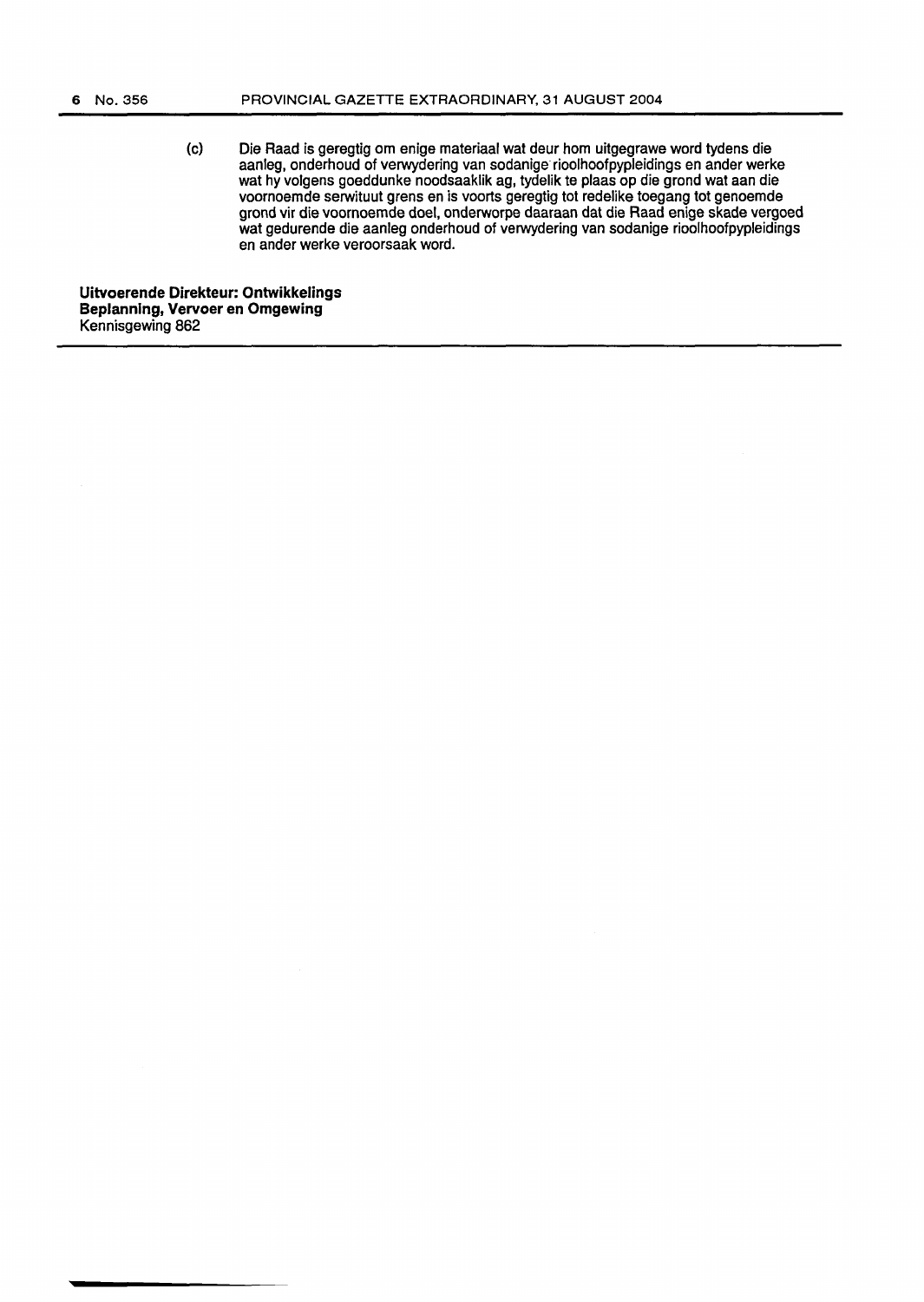(c) Die Raad is geregtig om enige materiaal wat deur hom uitgegrawe word tydens die aanleg, onderhoud of verwydering van sodanige rioolhoofpypleidings en ander werke wat hy volgens goeddunke noodsaaklik ag, tydelik te plaas op die grond wat aan die voornoemde serwituut grens en is voorts geregtig tot redelike toegang tot genoemde grond vir die voornoemde doel, onderworpe daaraan dat die Raad enige skade vergoed wat gedurende die aanleg onderhoud of verwydering van sodanige rioolhoofpypleidings en ander werke veroorsaak word.

**Uitvoerende Direkteur: Ontwikkelings Beplanning, Vervoer en Omgewing**
Kennisgewing 862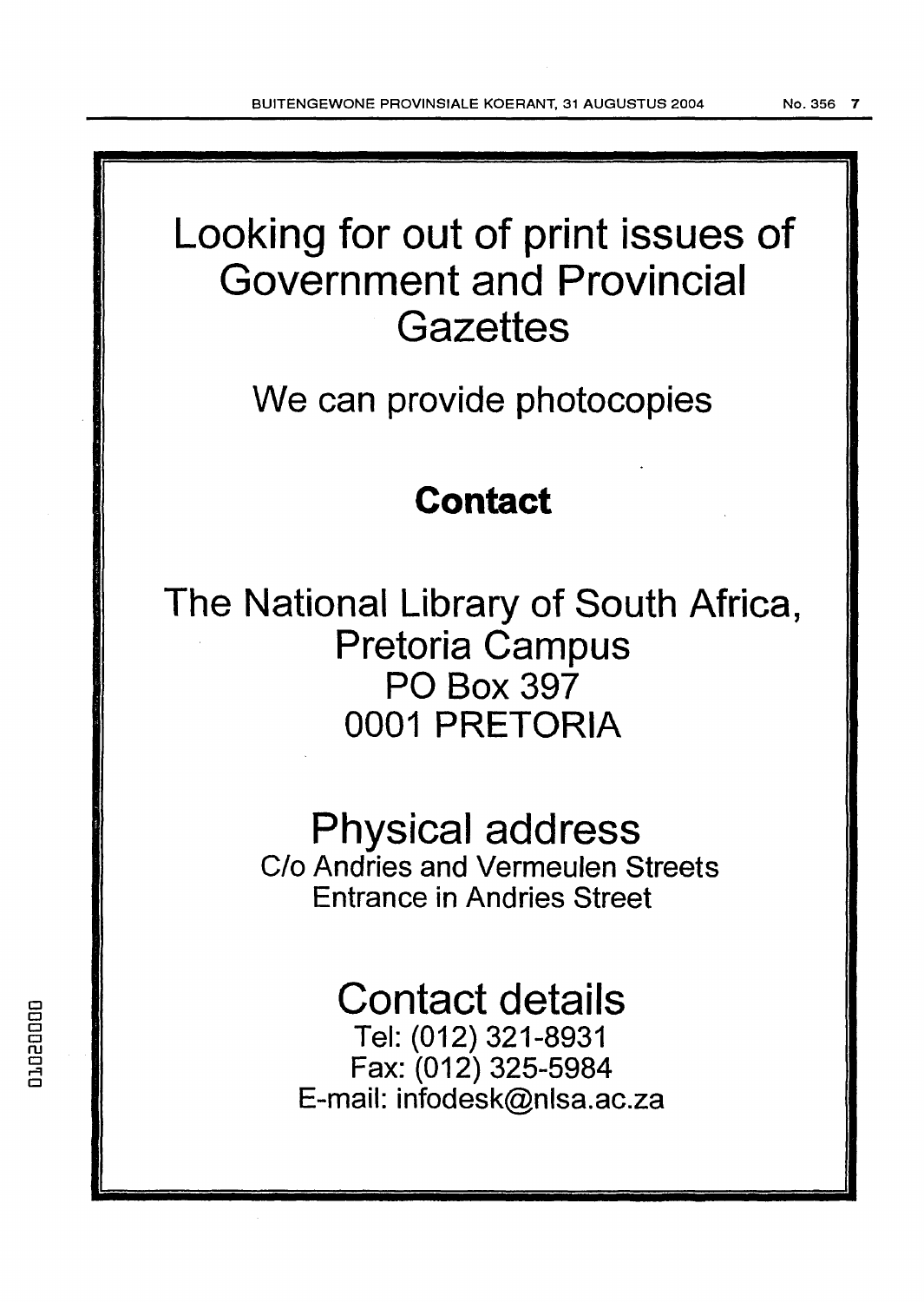# Looking for out of print issues of Government and Provincial Gazettes

We can provide photocopies

## Contact

The National Library of South Africa,
Pretoria Campus
PO Box 397
0001 PRETORIA

## Physical address

C/o Andries and Vermeulen Streets
Entrance in Andries Street

## Contact details

Tel: (012) 321-8931
Fax: (012) 325-5984
E-mail: infodesk@nlsa.ac.za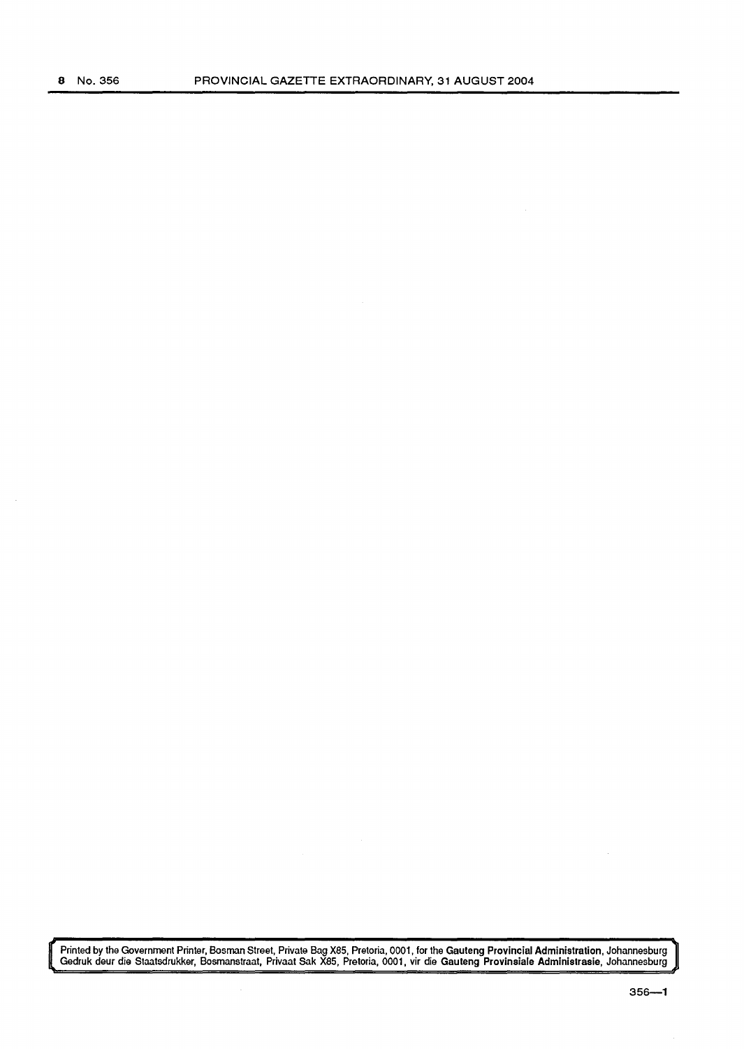Printed by the Government Printer, Bosman Street, Private Bag X85, Pretoria, 0001, for the **Gauteng Provincial Administration**, Johannesburg
Gedruk deur die Staatsdrukker, Bosmanstraat, Privaat Sak X85, Pretoria, 0001, vir die **Gauteng Provinsiale Administrasie**, Johannesburg

356—1